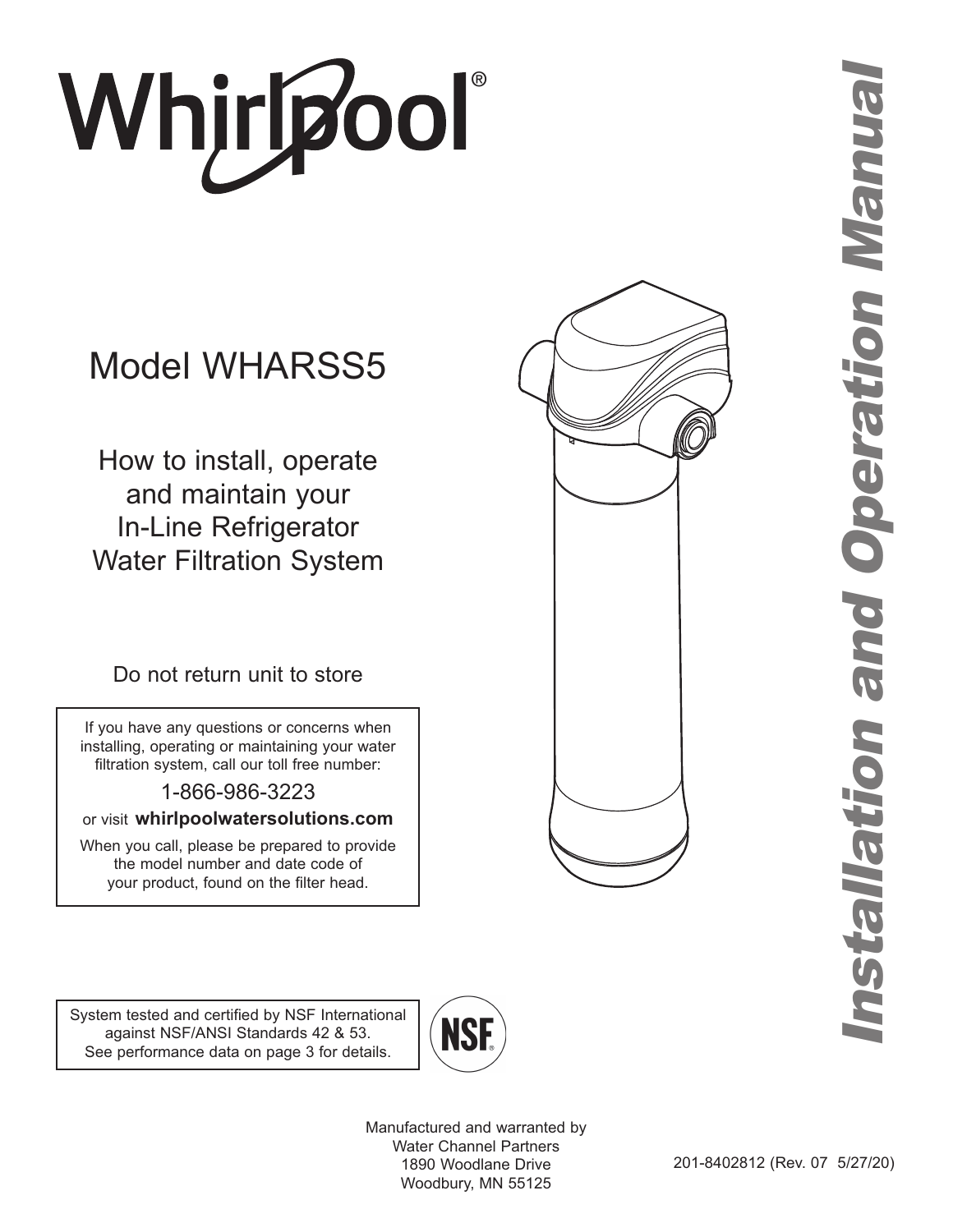# Whirlpool®

# Installation and Operation Manual

## Model WHARSS5

How to install, operate and maintain your In-Line Refrigerator Water Filtration System

Do not return unit to store

If you have any questions or concerns when installing, operating or maintaining your water filtration system, call our toll free number:

1-866-986-3223

or visit **whirlpoolwatersolutions.com**

When you call, please be prepared to provide the model number and date code of your product, found on the filter head.

System tested and certified by NSF International against NSF/ANSI Standards 42 & 53. See performance data on page 3 for details.

NSF®

Manufactured and warranted by
Water Channel Partners
1890 Woodlane Drive
Woodbury, MN 55125

201-8402812 (Rev. 07 5/27/20)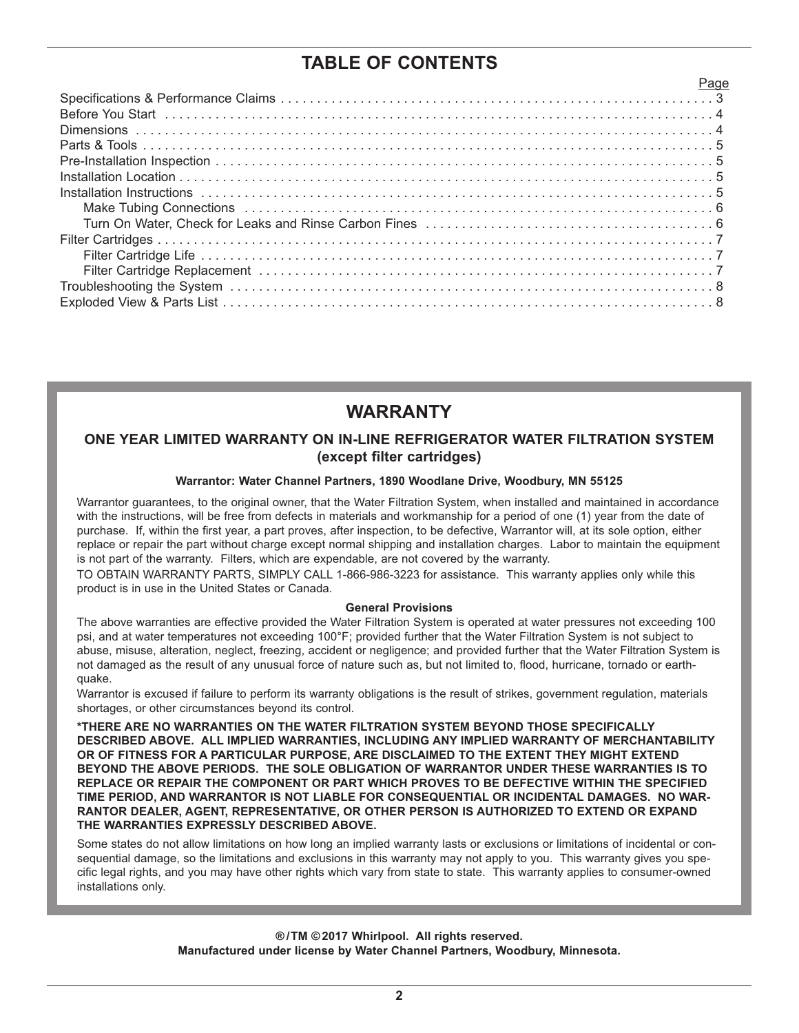# TABLE OF CONTENTS

| | Page |
|---|---|
| Specifications & Performance Claims | 3 |
| Before You Start | 4 |
| Dimensions | 4 |
| Parts & Tools | 5 |
| Pre-Installation Inspection | 5 |
| Installation Location | 5 |
| Installation Instructions | 5 |
| Make Tubing Connections | 6 |
| Turn On Water, Check for Leaks and Rinse Carbon Fines | 6 |
| Filter Cartridges | 7 |
| Filter Cartridge Life | 7 |
| Filter Cartridge Replacement | 7 |
| Troubleshooting the System | 8 |
| Exploded View & Parts List | 8 |

## WARRANTY

### ONE YEAR LIMITED WARRANTY ON IN-LINE REFRIGERATOR WATER FILTRATION SYSTEM (except filter cartridges)

**Warrantor: Water Channel Partners, 1890 Woodlane Drive, Woodbury, MN 55125**

Warrantor guarantees, to the original owner, that the Water Filtration System, when installed and maintained in accordance with the instructions, will be free from defects in materials and workmanship for a period of one (1) year from the date of purchase. If, within the first year, a part proves, after inspection, to be defective, Warrantor will, at its sole option, either replace or repair the part without charge except normal shipping and installation charges. Labor to maintain the equipment is not part of the warranty. Filters, which are expendable, are not covered by the warranty.

TO OBTAIN WARRANTY PARTS, SIMPLY CALL 1-866-986-3223 for assistance. This warranty applies only while this product is in use in the United States or Canada.

**General Provisions**

The above warranties are effective provided the Water Filtration System is operated at water pressures not exceeding 100 psi, and at water temperatures not exceeding 100°F; provided further that the Water Filtration System is not subject to abuse, misuse, alteration, neglect, freezing, accident or negligence; and provided further that the Water Filtration System is not damaged as the result of any unusual force of nature such as, but not limited to, flood, hurricane, tornado or earthquake.

Warrantor is excused if failure to perform its warranty obligations is the result of strikes, government regulation, materials shortages, or other circumstances beyond its control.

**\*THERE ARE NO WARRANTIES ON THE WATER FILTRATION SYSTEM BEYOND THOSE SPECIFICALLY DESCRIBED ABOVE. ALL IMPLIED WARRANTIES, INCLUDING ANY IMPLIED WARRANTY OF MERCHANTABILITY OR OF FITNESS FOR A PARTICULAR PURPOSE, ARE DISCLAIMED TO THE EXTENT THEY MIGHT EXTEND BEYOND THE ABOVE PERIODS. THE SOLE OBLIGATION OF WARRANTOR UNDER THESE WARRANTIES IS TO REPLACE OR REPAIR THE COMPONENT OR PART WHICH PROVES TO BE DEFECTIVE WITHIN THE SPECIFIED TIME PERIOD, AND WARRANTOR IS NOT LIABLE FOR CONSEQUENTIAL OR INCIDENTAL DAMAGES. NO WARRANTOR DEALER, AGENT, REPRESENTATIVE, OR OTHER PERSON IS AUTHORIZED TO EXTEND OR EXPAND THE WARRANTIES EXPRESSLY DESCRIBED ABOVE.**

Some states do not allow limitations on how long an implied warranty lasts or exclusions or limitations of incidental or consequential damage, so the limitations and exclusions in this warranty may not apply to you. This warranty gives you specific legal rights, and you may have other rights which vary from state to state. This warranty applies to consumer-owned installations only.

**®/TM ©2017 Whirlpool. All rights reserved.**
**Manufactured under license by Water Channel Partners, Woodbury, Minnesota.**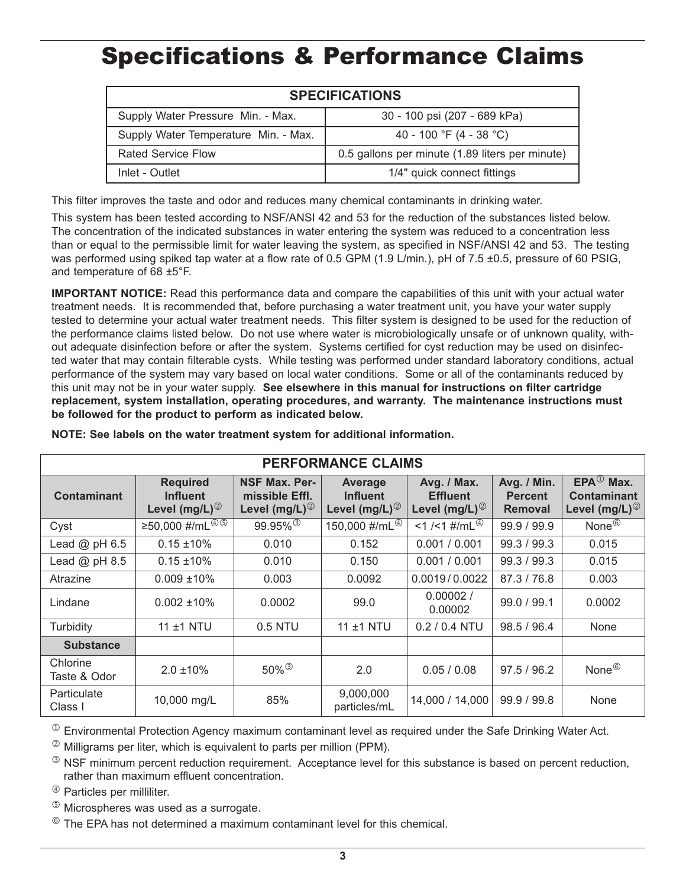# Specifications & Performance Claims

| SPECIFICATIONS | |
|---|---|
| Supply Water Pressure Min. - Max. | 30 - 100 psi (207 - 689 kPa) |
| Supply Water Temperature Min. - Max. | 40 - 100 °F (4 - 38 °C) |
| Rated Service Flow | 0.5 gallons per minute (1.89 liters per minute) |
| Inlet - Outlet | 1/4" quick connect fittings |

This filter improves the taste and odor and reduces many chemical contaminants in drinking water.

This system has been tested according to NSF/ANSI 42 and 53 for the reduction of the substances listed below. The concentration of the indicated substances in water entering the system was reduced to a concentration less than or equal to the permissible limit for water leaving the system, as specified in NSF/ANSI 42 and 53. The testing was performed using spiked tap water at a flow rate of 0.5 GPM (1.9 L/min.), pH of 7.5 ±0.5, pressure of 60 PSIG, and temperature of 68 ±5°F.

**IMPORTANT NOTICE:** Read this performance data and compare the capabilities of this unit with your actual water treatment needs. It is recommended that, before purchasing a water treatment unit, you have your water supply tested to determine your actual water treatment needs. This filter system is designed to be used for the reduction of the performance claims listed below. Do not use where water is microbiologically unsafe or of unknown quality, without adequate disinfection before or after the system. Systems certified for cyst reduction may be used on disinfected water that may contain filterable cysts. While testing was performed under standard laboratory conditions, actual performance of the system may vary based on local water conditions. Some or all of the contaminants reduced by this unit may not be in your water supply. **See elsewhere in this manual for instructions on filter cartridge replacement, system installation, operating procedures, and warranty. The maintenance instructions must be followed for the product to perform as indicated below.**

**NOTE: See labels on the water treatment system for additional information.**

| PERFORMANCE CLAIMS | | | | | | |
|---|---|---|---|---|---|---|
| **Contaminant** | **Required Influent Level (mg/L)[2]** | **NSF Max. Permissible Effl. Level (mg/L)[2]** | **Average Influent Level (mg/L)[2]** | **Avg. / Max. Effluent Level (mg/L)[2]** | **Avg. / Min. Percent Removal** | **EPA[1] Max. Contaminant Level (mg/L)[2]** |
| Cyst | ≥50,000 #/mL[4][5] | 99.95%[3] | 150,000 #/mL[4] | <1 /<1 #/mL[4] | 99.9 / 99.9 | None[6] |
| Lead @ pH 6.5 | 0.15 ±10% | 0.010 | 0.152 | 0.001 / 0.001 | 99.3 / 99.3 | 0.015 |
| Lead @ pH 8.5 | 0.15 ±10% | 0.010 | 0.150 | 0.001 / 0.001 | 99.3 / 99.3 | 0.015 |
| Atrazine | 0.009 ±10% | 0.003 | 0.0092 | 0.0019 / 0.0022 | 87.3 / 76.8 | 0.003 |
| Lindane | 0.002 ±10% | 0.0002 | 99.0 | 0.00002 / 0.00002 | 99.0 / 99.1 | 0.0002 |
| Turbidity | 11 ±1 NTU | 0.5 NTU | 11 ±1 NTU | 0.2 / 0.4 NTU | 98.5 / 96.4 | None |
| **Substance** | | | | | | |
| Chlorine Taste & Odor | 2.0 ±10% | 50%[3] | 2.0 | 0.05 / 0.08 | 97.5 / 96.2 | None[6] |
| Particulate Class I | 10,000 mg/L | 85% | 9,000,000 particles/mL | 14,000 / 14,000 | 99.9 / 99.8 | None |

[1] Environmental Protection Agency maximum contaminant level as required under the Safe Drinking Water Act.

[2] Milligrams per liter, which is equivalent to parts per million (PPM).

[3] NSF minimum percent reduction requirement. Acceptance level for this substance is based on percent reduction, rather than maximum effluent concentration.

[4] Particles per milliliter.

[5] Microspheres was used as a surrogate.

[6] The EPA has not determined a maximum contaminant level for this chemical.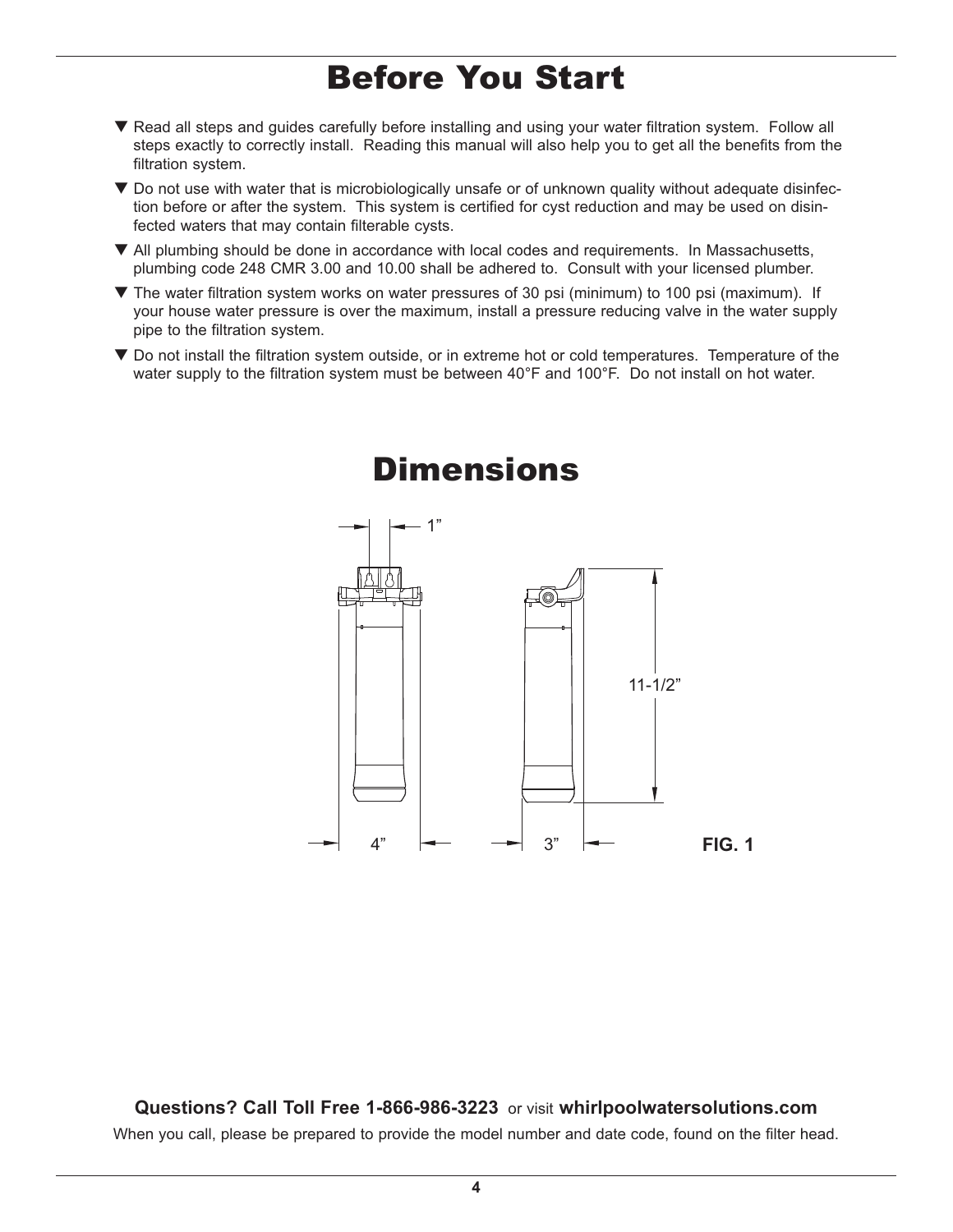# Before You Start

- ▼ Read all steps and guides carefully before installing and using your water filtration system. Follow all steps exactly to correctly install. Reading this manual will also help you to get all the benefits from the filtration system.
- ▼ Do not use with water that is microbiologically unsafe or of unknown quality without adequate disinfection before or after the system. This system is certified for cyst reduction and may be used on disinfected waters that may contain filterable cysts.
- ▼ All plumbing should be done in accordance with local codes and requirements. In Massachusetts, plumbing code 248 CMR 3.00 and 10.00 shall be adhered to. Consult with your licensed plumber.
- ▼ The water filtration system works on water pressures of 30 psi (minimum) to 100 psi (maximum). If your house water pressure is over the maximum, install a pressure reducing valve in the water supply pipe to the filtration system.
- ▼ Do not install the filtration system outside, or in extreme hot or cold temperatures. Temperature of the water supply to the filtration system must be between 40°F and 100°F. Do not install on hot water.

# Dimensions

1”

11-1/2”

4” 3”

**FIG. 1**

**Questions? Call Toll Free 1-866-986-3223** or visit **whirlpoolwatersolutions.com**

When you call, please be prepared to provide the model number and date code, found on the filter head.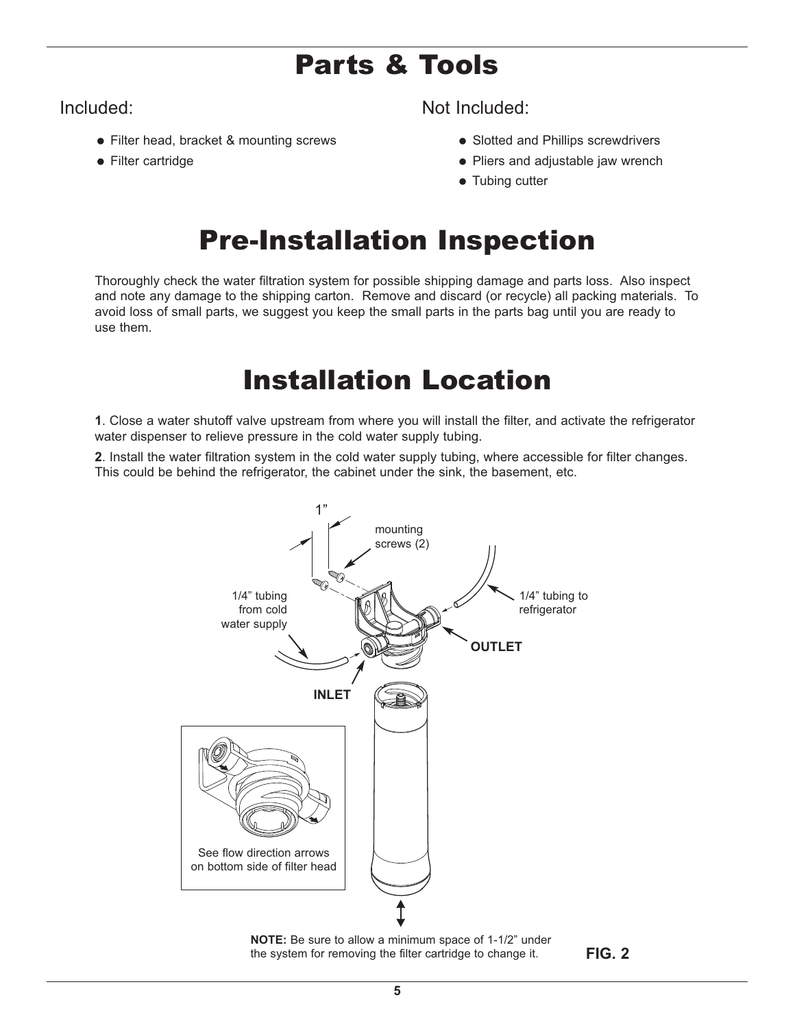# Parts & Tools

Included:

- Filter head, bracket & mounting screws
- Filter cartridge

Not Included:

- Slotted and Phillips screwdrivers
- Pliers and adjustable jaw wrench
- Tubing cutter

# Pre-Installation Inspection

Thoroughly check the water filtration system for possible shipping damage and parts loss. Also inspect and note any damage to the shipping carton. Remove and discard (or recycle) all packing materials. To avoid loss of small parts, we suggest you keep the small parts in the parts bag until you are ready to use them.

# Installation Location

**1**. Close a water shutoff valve upstream from where you will install the filter, and activate the refrigerator water dispenser to relieve pressure in the cold water supply tubing.

**2**. Install the water filtration system in the cold water supply tubing, where accessible for filter changes. This could be behind the refrigerator, the cabinet under the sink, the basement, etc.

1”

mounting screws (2)

1/4” tubing from cold water supply

1/4” tubing to refrigerator

OUTLET

INLET

See flow direction arrows on bottom side of filter head

**NOTE:** Be sure to allow a minimum space of 1-1/2” under the system for removing the filter cartridge to change it.

**FIG. 2**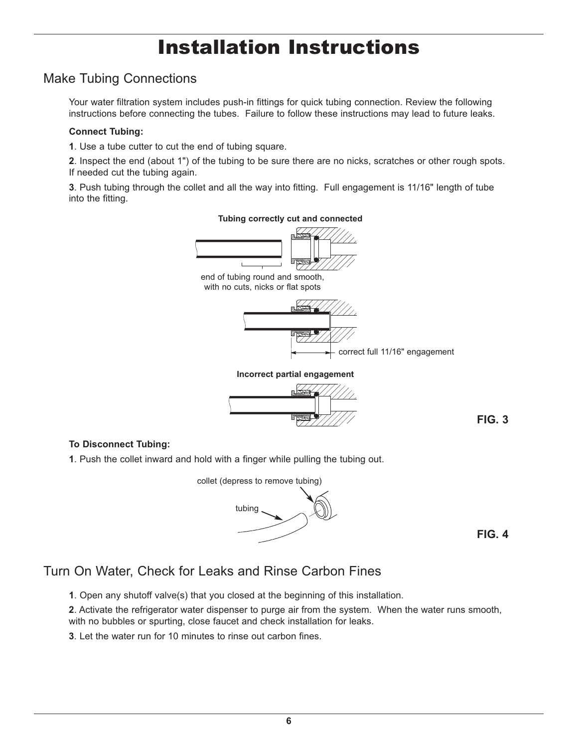# Installation Instructions

## Make Tubing Connections

Your water filtration system includes push-in fittings for quick tubing connection. Review the following instructions before connecting the tubes. Failure to follow these instructions may lead to future leaks.

**Connect Tubing:**

**1**. Use a tube cutter to cut the end of tubing square.

**2**. Inspect the end (about 1") of the tubing to be sure there are no nicks, scratches or other rough spots. If needed cut the tubing again.

**3**. Push tubing through the collet and all the way into fitting. Full engagement is 11/16" length of tube into the fitting.

**Tubing correctly cut and connected**

end of tubing round and smooth, with no cuts, nicks or flat spots

correct full 11/16" engagement

**Incorrect partial engagement**

**FIG. 3**

**To Disconnect Tubing:**

**1**. Push the collet inward and hold with a finger while pulling the tubing out.

collet (depress to remove tubing)

tubing

**FIG. 4**

## Turn On Water, Check for Leaks and Rinse Carbon Fines

**1**. Open any shutoff valve(s) that you closed at the beginning of this installation.

**2**. Activate the refrigerator water dispenser to purge air from the system. When the water runs smooth, with no bubbles or spurting, close faucet and check installation for leaks.

**3**. Let the water run for 10 minutes to rinse out carbon fines.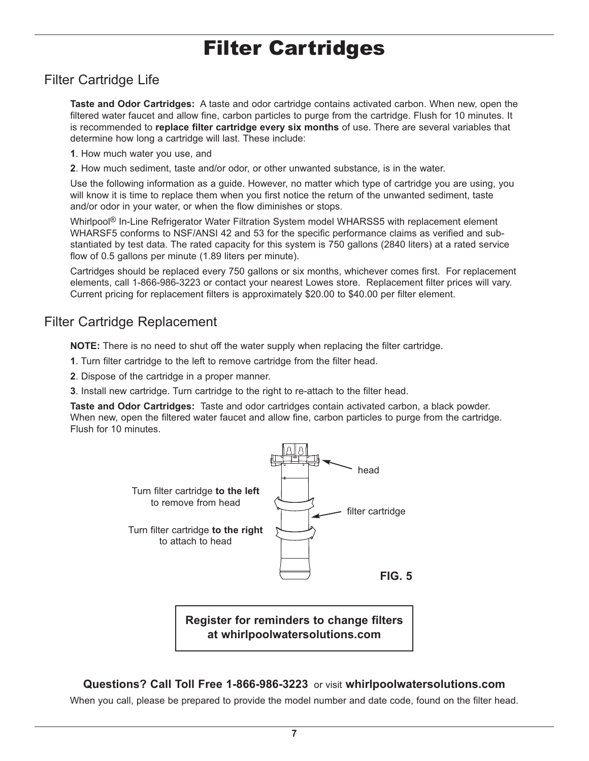# Filter Cartridges

## Filter Cartridge Life

**Taste and Odor Cartridges:** A taste and odor cartridge contains activated carbon. When new, open the filtered water faucet and allow fine, carbon particles to purge from the cartridge. Flush for 10 minutes. It is recommended to **replace filter cartridge every six months** of use. There are several variables that determine how long a cartridge will last. These include:

**1**. How much water you use, and

**2**. How much sediment, taste and/or odor, or other unwanted substance, is in the water.

Use the following information as a guide. However, no matter which type of cartridge you are using, you will know it is time to replace them when you first notice the return of the unwanted sediment, taste and/or odor in your water, or when the flow diminishes or stops.

Whirlpool® In-Line Refrigerator Water Filtration System model WHARSS5 with replacement element WHARSF5 conforms to NSF/ANSI 42 and 53 for the specific performance claims as verified and substantiated by test data. The rated capacity for this system is 750 gallons (2840 liters) at a rated service flow of 0.5 gallons per minute (1.89 liters per minute).

Cartridges should be replaced every 750 gallons or six months, whichever comes first. For replacement elements, call 1-866-986-3223 or contact your nearest Lowes store. Replacement filter prices will vary. Current pricing for replacement filters is approximately $20.00 to $40.00 per filter element.

## Filter Cartridge Replacement

**NOTE:** There is no need to shut off the water supply when replacing the filter cartridge.

**1**. Turn filter cartridge to the left to remove cartridge from the filter head.

**2**. Dispose of the cartridge in a proper manner.

**3**. Install new cartridge. Turn cartridge to the right to re-attach to the filter head.

**Taste and Odor Cartridges:** Taste and odor cartridges contain activated carbon, a black powder. When new, open the filtered water faucet and allow fine, carbon particles to purge from the cartridge. Flush for 10 minutes.

Turn filter cartridge **to the left** to remove from head

Turn filter cartridge **to the right** to attach to head

head

filter cartridge

**FIG. 5**

**Register for reminders to change filters at whirlpoolwatersolutions.com**

**Questions? Call Toll Free 1-866-986-3223** or visit **whirlpoolwatersolutions.com**

When you call, please be prepared to provide the model number and date code, found on the filter head.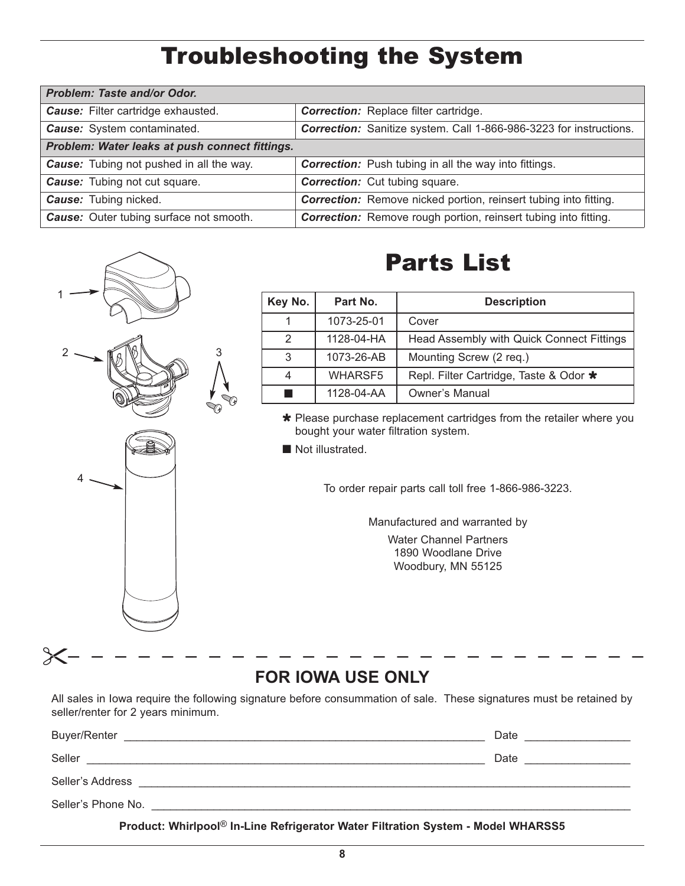# Troubleshooting the System

| Problem: Taste and/or Odor. | |
|---|---|
| ***Cause:*** Filter cartridge exhausted. | ***Correction:*** Replace filter cartridge. |
| ***Cause:*** System contaminated. | ***Correction:*** Sanitize system. Call 1-866-986-3223 for instructions. |
| ***Problem: Water leaks at push connect fittings.*** | |
| ***Cause:*** Tubing not pushed in all the way. | ***Correction:*** Push tubing in all the way into fittings. |
| ***Cause:*** Tubing not cut square. | ***Correction:*** Cut tubing square. |
| ***Cause:*** Tubing nicked. | ***Correction:*** Remove nicked portion, reinsert tubing into fitting. |
| ***Cause:*** Outer tubing surface not smooth. | ***Correction:*** Remove rough portion, reinsert tubing into fitting. |

# Parts List

1

2

3

4

| Key No. | Part No. | Description |
|---|---|---|
| 1 | 1073-25-01 | Cover |
| 2 | 1128-04-HA | Head Assembly with Quick Connect Fittings |
| 3 | 1073-26-AB | Mounting Screw (2 req.) |
| 4 | WHARSF5 | Repl. Filter Cartridge, Taste & Odor ✱ |
| ■ | 1128-04-AA | Owner's Manual |

✱ Please purchase replacement cartridges from the retailer where you bought your water filtration system.

■ Not illustrated.

To order repair parts call toll free 1-866-986-3223.

Manufactured and warranted by

Water Channel Partners
1890 Woodlane Drive
Woodbury, MN 55125

---

## FOR IOWA USE ONLY

All sales in Iowa require the following signature before consummation of sale. These signatures must be retained by seller/renter for 2 years minimum.

Buyer/Renter ____________________ Date __________

Seller ____________________ Date __________

Seller's Address ____________________

Seller's Phone No. ____________________

**Product: Whirlpool® In-Line Refrigerator Water Filtration System - Model WHARSS5**